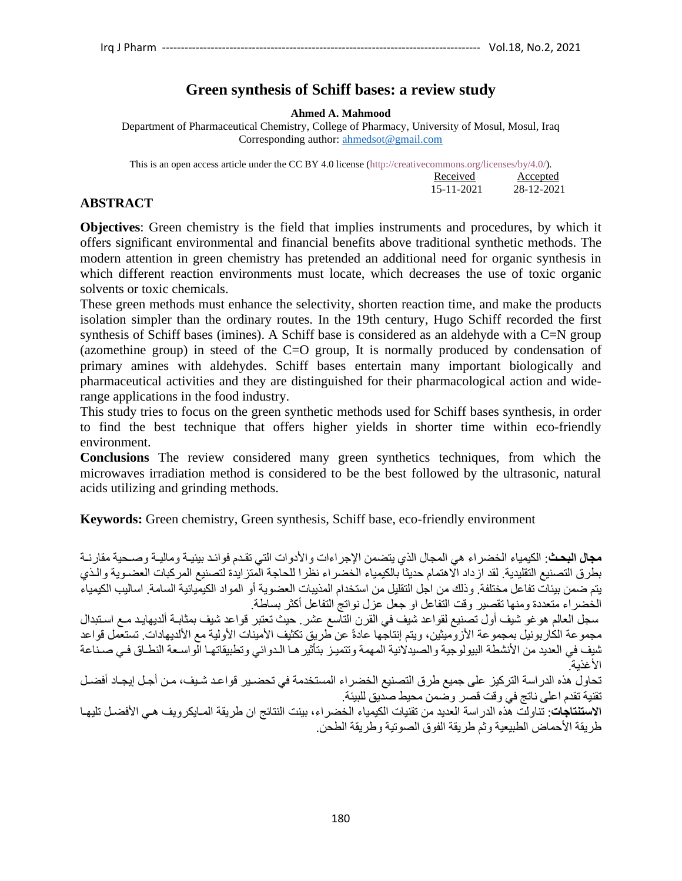# Green synthesis of Schiff bases: a review study

**Ahmed A. Mahmood**

Department of Pharmaceutical Chemistry, College of Pharmacy, University of Mosul, Mosul, Iraq
Corresponding author: ahmedsot@gmail.com

This is an open access article under the CC BY 4.0 license (http://creativecommons.org/licenses/by/4.0/).

| Received | Accepted |
|---|---|
| 15-11-2021 | 28-12-2021 |

## ABSTRACT

**Objectives**: Green chemistry is the field that implies instruments and procedures, by which it offers significant environmental and financial benefits above traditional synthetic methods. The modern attention in green chemistry has pretended an additional need for organic synthesis in which different reaction environments must locate, which decreases the use of toxic organic solvents or toxic chemicals.

These green methods must enhance the selectivity, shorten reaction time, and make the products isolation simpler than the ordinary routes. In the 19th century, Hugo Schiff recorded the first synthesis of Schiff bases (imines). A Schiff base is considered as an aldehyde with a C=N group (azomethine group) in steed of the C=O group, It is normally produced by condensation of primary amines with aldehydes. Schiff bases entertain many important biologically and pharmaceutical activities and they are distinguished for their pharmacological action and wide-range applications in the food industry.

This study tries to focus on the green synthetic methods used for Schiff bases synthesis, in order to find the best technique that offers higher yields in shorter time within eco-friendly environment.

**Conclusions** The review considered many green synthetics techniques, from which the microwaves irradiation method is considered to be the best followed by the ultrasonic, natural acids utilizing and grinding methods.

**Keywords:** Green chemistry, Green synthesis, Schiff base, eco-friendly environment

**مجال البحث**: الكيمياء الخضراء هي المجال الذي يتضمن الإجراءات والأدوات التي تقدم فوائد بيئية ومالية وصحية مقارنة بطرق التصنيع التقليدية. لقد ازداد الاهتمام حديثا بالكيمياء الخضراء نظرا للحاجة المتزايدة لتصنيع المركبات العضوية والذي يتم ضمن بيئات تفاعل مختلفة. وذلك من اجل التقليل من استخدام المذيبات العضوية أو المواد الكيميائية السامة. اساليب الكيمياء الخضراء متعددة ومنها تقصير وقت التفاعل او جعل عزل نواتج التفاعل أكثر بساطة.

سجل العالم هوغو شيف أول تصنيع لقواعد شيف في القرن التاسع عشر. حيث تعتبر قواعد شيف بمثابة ألديهايد مع استبدال مجموعة الكاربونيل بمجموعة الأزوميثين، ويتم إنتاجها عادةً عن طريق تكثيف الأمينات الأولية مع الألديهادات. تستعمل قواعد شيف في العديد من الأنشطة البيولوجية والصيدلانية المهمة وتتميز بتأثيرها الدوائي وتطبيقاتها الواسعة النطاق في صناعة الأغذية.

تحاول هذه الدراسة التركيز على جميع طرق التصنيع الخضراء المستخدمة في تحضير قواعد شيف، من أجل إيجاد أفضل تقنية تقدم اعلى ناتج في وقت قصر وضمن محيط صديق للبيئة.

**الاستنتاجات**: تناولت هذه الدراسة العديد من تقنيات الكيمياء الخضراء، بينت النتائج ان طريقة المايكرويف هي الأفضل تليها طريقة الأحماض الطبيعية وثم طريقة الفوق الصوتية وطريقة الطحن.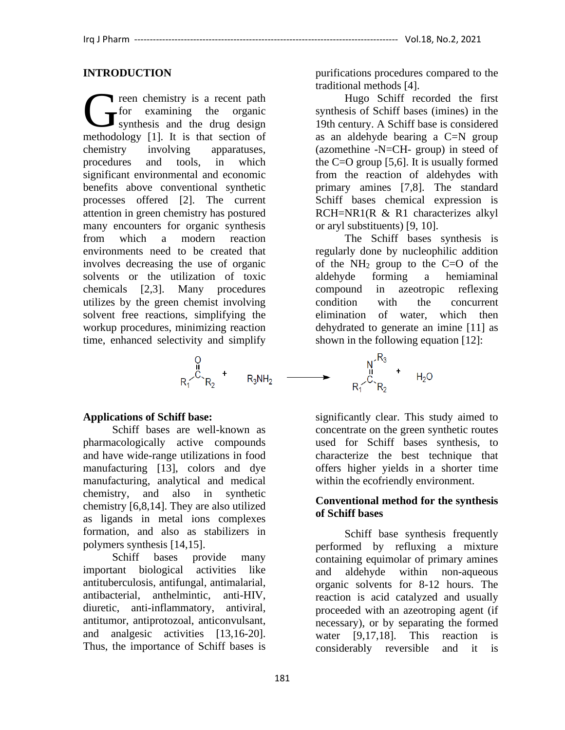## INTRODUCTION

Green chemistry is a recent path for examining the organic synthesis and the drug design methodology [1]. It is that section of chemistry involving apparatuses, procedures and tools, in which significant environmental and economic benefits above conventional synthetic processes offered [2]. The current attention in green chemistry has postured many encounters for organic synthesis from which a modern reaction environments need to be created that involves decreasing the use of organic solvents or the utilization of toxic chemicals [2,3]. Many procedures utilizes by the green chemist involving solvent free reactions, simplifying the workup procedures, minimizing reaction time, enhanced selectivity and simplify purifications procedures compared to the traditional methods [4].

Hugo Schiff recorded the first synthesis of Schiff bases (imines) in the 19th century. A Schiff base is considered as an aldehyde bearing a C=N group (azomethine -N=CH- group) in steed of the C=O group [5,6]. It is usually formed from the reaction of aldehydes with primary amines [7,8]. The standard Schiff bases chemical expression is RCH=NR1(R & R1 characterizes alkyl or aryl substituents) [9, 10].

The Schiff bases synthesis is regularly done by nucleophilic addition of the $NH_2$ group to the C=O of the aldehyde forming a hemiaminal compound in azeotropic reflexing condition with the concurrent elimination of water, which then dehydrated to generate an imine [11] as shown in the following equation [12]:

$$R_1C(=O)R_2 + R_3NH_2 \longrightarrow R_1C(=NR_3)R_2 + H_2O$$

### Applications of Schiff base:

Schiff bases are well-known as pharmacologically active compounds and have wide-range utilizations in food manufacturing [13], colors and dye manufacturing, analytical and medical chemistry, and also in synthetic chemistry [6,8,14]. They are also utilized as ligands in metal ions complexes formation, and also as stabilizers in polymers synthesis [14,15].

Schiff bases provide many important biological activities like antituberculosis, antifungal, antimalarial, antibacterial, anthelmintic, anti-HIV, diuretic, anti-inflammatory, antiviral, antitumor, antiprotozoal, anticonvulsant, and analgesic activities [13,16-20]. Thus, the importance of Schiff bases is significantly clear. This study aimed to concentrate on the green synthetic routes used for Schiff bases synthesis, to characterize the best technique that offers higher yields in a shorter time within the ecofriendly environment.

### Conventional method for the synthesis of Schiff bases

Schiff base synthesis frequently performed by refluxing a mixture containing equimolar of primary amines and aldehyde within non-aqueous organic solvents for 8-12 hours. The reaction is acid catalyzed and usually proceeded with an azeotroping agent (if necessary), or by separating the formed water [9,17,18]. This reaction is considerably reversible and it is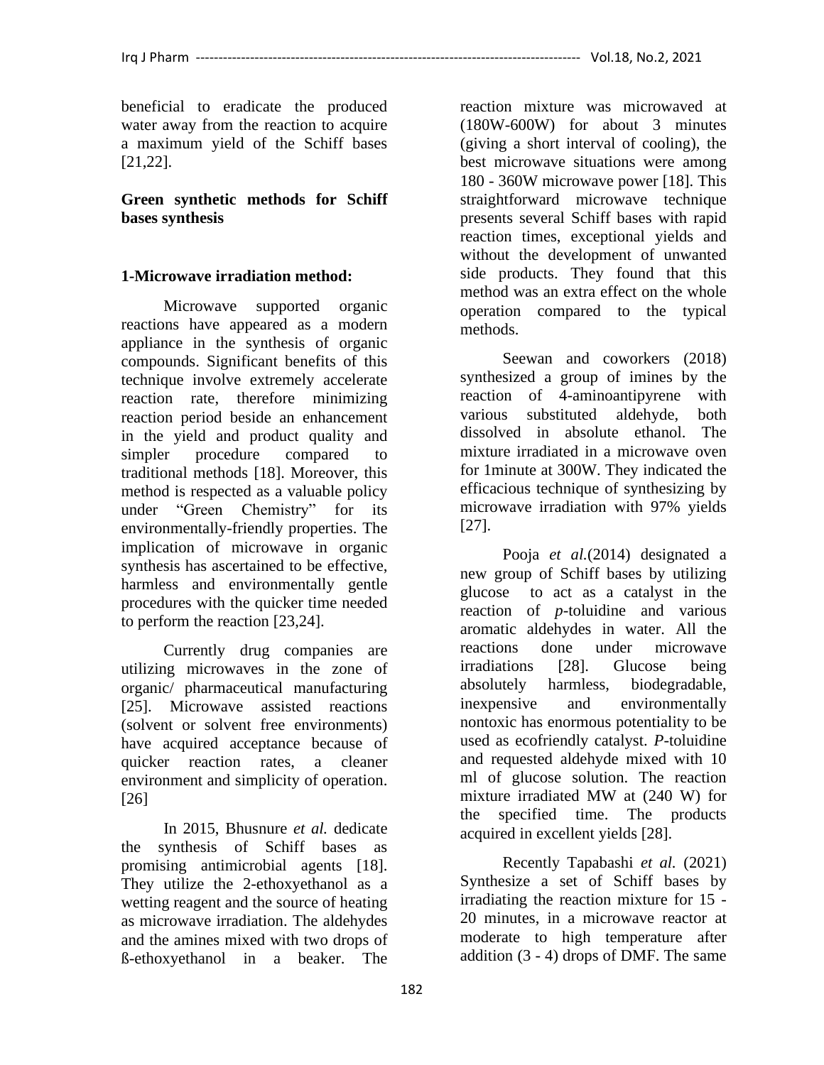beneficial to eradicate the produced water away from the reaction to acquire a maximum yield of the Schiff bases [21,22].

## Green synthetic methods for Schiff bases synthesis

### 1-Microwave irradiation method:

Microwave supported organic reactions have appeared as a modern appliance in the synthesis of organic compounds. Significant benefits of this technique involve extremely accelerate reaction rate, therefore minimizing reaction period beside an enhancement in the yield and product quality and simpler procedure compared to traditional methods [18]. Moreover, this method is respected as a valuable policy under "Green Chemistry" for its environmentally-friendly properties. The implication of microwave in organic synthesis has ascertained to be effective, harmless and environmentally gentle procedures with the quicker time needed to perform the reaction [23,24].

Currently drug companies are utilizing microwaves in the zone of organic/ pharmaceutical manufacturing [25]. Microwave assisted reactions (solvent or solvent free environments) have acquired acceptance because of quicker reaction rates, a cleaner environment and simplicity of operation. [26]

In 2015, Bhusnure *et al.* dedicate the synthesis of Schiff bases as promising antimicrobial agents [18]. They utilize the 2-ethoxyethanol as a wetting reagent and the source of heating as microwave irradiation. The aldehydes and the amines mixed with two drops of ß-ethoxyethanol in a beaker. The reaction mixture was microwaved at (180W-600W) for about 3 minutes (giving a short interval of cooling), the best microwave situations were among 180 - 360W microwave power [18]. This straightforward microwave technique presents several Schiff bases with rapid reaction times, exceptional yields and without the development of unwanted side products. They found that this method was an extra effect on the whole operation compared to the typical methods.

Seewan and coworkers (2018) synthesized a group of imines by the reaction of 4-aminoantipyrene with various substituted aldehyde, both dissolved in absolute ethanol. The mixture irradiated in a microwave oven for 1minute at 300W. They indicated the efficacious technique of synthesizing by microwave irradiation with 97% yields [27].

Pooja *et al.*(2014) designated a new group of Schiff bases by utilizing glucose to act as a catalyst in the reaction of *p*-toluidine and various aromatic aldehydes in water. All the reactions done under microwave irradiations [28]. Glucose being absolutely harmless, biodegradable, inexpensive and environmentally nontoxic has enormous potentiality to be used as ecofriendly catalyst. *P*-toluidine and requested aldehyde mixed with 10 ml of glucose solution. The reaction mixture irradiated MW at (240 W) for the specified time. The products acquired in excellent yields [28].

Recently Tapabashi *et al.* (2021) Synthesize a set of Schiff bases by irradiating the reaction mixture for 15 - 20 minutes, in a microwave reactor at moderate to high temperature after addition (3 - 4) drops of DMF. The same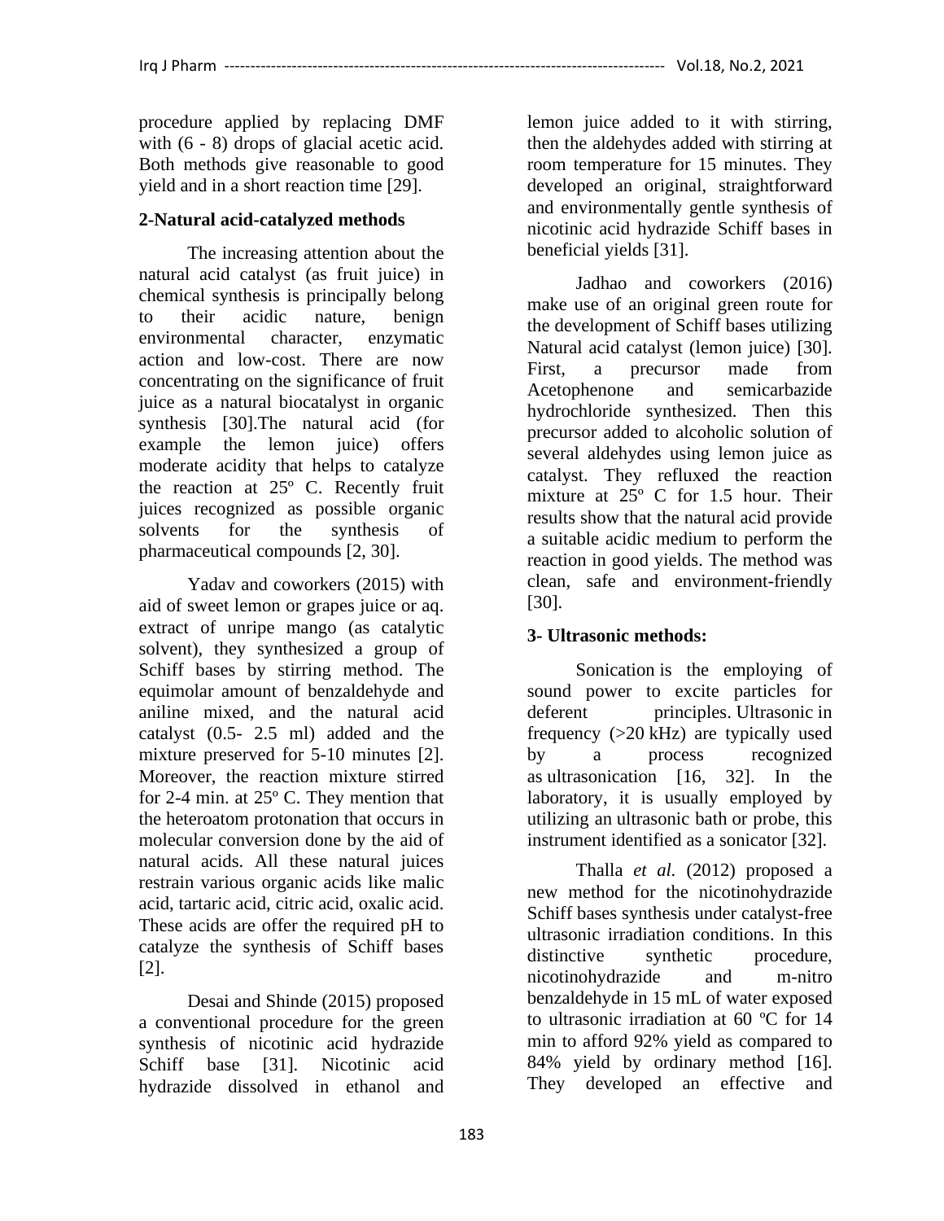procedure applied by replacing DMF with (6 - 8) drops of glacial acetic acid. Both methods give reasonable to good yield and in a short reaction time [29].

## 2-Natural acid-catalyzed methods

The increasing attention about the natural acid catalyst (as fruit juice) in chemical synthesis is principally belong to their acidic nature, benign environmental character, enzymatic action and low-cost. There are now concentrating on the significance of fruit juice as a natural biocatalyst in organic synthesis [30].The natural acid (for example the lemon juice) offers moderate acidity that helps to catalyze the reaction at 25º C. Recently fruit juices recognized as possible organic solvents for the synthesis of pharmaceutical compounds [2, 30].

Yadav and coworkers (2015) with aid of sweet lemon or grapes juice or aq. extract of unripe mango (as catalytic solvent), they synthesized a group of Schiff bases by stirring method. The equimolar amount of benzaldehyde and aniline mixed, and the natural acid catalyst (0.5- 2.5 ml) added and the mixture preserved for 5-10 minutes [2]. Moreover, the reaction mixture stirred for 2-4 min. at 25º C. They mention that the heteroatom protonation that occurs in molecular conversion done by the aid of natural acids. All these natural juices restrain various organic acids like malic acid, tartaric acid, citric acid, oxalic acid. These acids are offer the required pH to catalyze the synthesis of Schiff bases [2].

Desai and Shinde (2015) proposed a conventional procedure for the green synthesis of nicotinic acid hydrazide Schiff base [31]. Nicotinic acid hydrazide dissolved in ethanol and lemon juice added to it with stirring, then the aldehydes added with stirring at room temperature for 15 minutes. They developed an original, straightforward and environmentally gentle synthesis of nicotinic acid hydrazide Schiff bases in beneficial yields [31].

Jadhao and coworkers (2016) make use of an original green route for the development of Schiff bases utilizing Natural acid catalyst (lemon juice) [30]. First, a precursor made from Acetophenone and semicarbazide hydrochloride synthesized. Then this precursor added to alcoholic solution of several aldehydes using lemon juice as catalyst. They refluxed the reaction mixture at 25º C for 1.5 hour. Their results show that the natural acid provide a suitable acidic medium to perform the reaction in good yields. The method was clean, safe and environment-friendly [30].

## 3- Ultrasonic methods:

Sonication is the employing of sound power to excite particles for deferent principles. Ultrasonic in frequency (>20 kHz) are typically used by a process recognized as ultrasonication [16, 32]. In the laboratory, it is usually employed by utilizing an ultrasonic bath or probe, this instrument identified as a sonicator [32].

Thalla *et al.* (2012) proposed a new method for the nicotinohydrazide Schiff bases synthesis under catalyst-free ultrasonic irradiation conditions. In this distinctive synthetic procedure, nicotinohydrazide and m-nitro benzaldehyde in 15 mL of water exposed to ultrasonic irradiation at 60 ºC for 14 min to afford 92% yield as compared to 84% yield by ordinary method [16]. They developed an effective and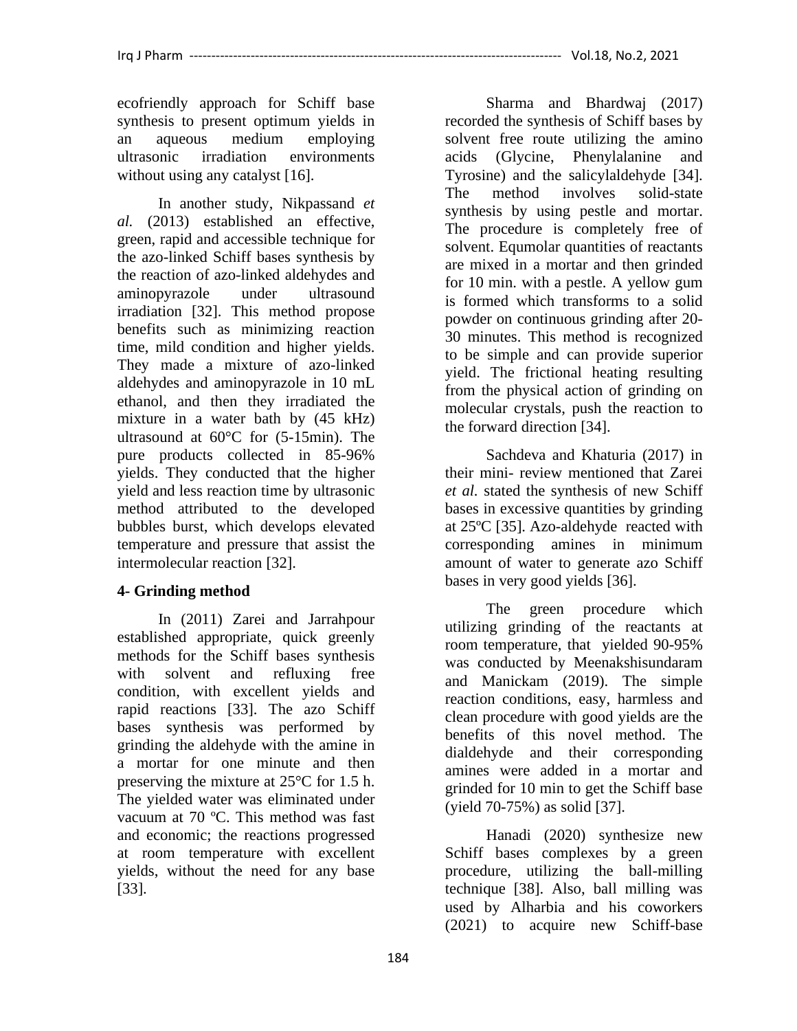ecofriendly approach for Schiff base synthesis to present optimum yields in an aqueous medium employing ultrasonic irradiation environments without using any catalyst [16].

In another study, Nikpassand *et al.* (2013) established an effective, green, rapid and accessible technique for the azo-linked Schiff bases synthesis by the reaction of azo-linked aldehydes and aminopyrazole under ultrasound irradiation [32]. This method propose benefits such as minimizing reaction time, mild condition and higher yields. They made a mixture of azo-linked aldehydes and aminopyrazole in 10 mL ethanol, and then they irradiated the mixture in a water bath by (45 kHz) ultrasound at 60°C for (5-15min). The pure products collected in 85-96% yields. They conducted that the higher yield and less reaction time by ultrasonic method attributed to the developed bubbles burst, which develops elevated temperature and pressure that assist the intermolecular reaction [32].

## 4- Grinding method

In (2011) Zarei and Jarrahpour established appropriate, quick greenly methods for the Schiff bases synthesis with solvent and refluxing free condition, with excellent yields and rapid reactions [33]. The azo Schiff bases synthesis was performed by grinding the aldehyde with the amine in a mortar for one minute and then preserving the mixture at 25°C for 1.5 h. The yielded water was eliminated under vacuum at 70 ºC. This method was fast and economic; the reactions progressed at room temperature with excellent yields, without the need for any base [33].

Sharma and Bhardwaj (2017) recorded the synthesis of Schiff bases by solvent free route utilizing the amino acids (Glycine, Phenylalanine and Tyrosine) and the salicylaldehyde [34]. The method involves solid-state synthesis by using pestle and mortar. The procedure is completely free of solvent. Equmolar quantities of reactants are mixed in a mortar and then grinded for 10 min. with a pestle. A yellow gum is formed which transforms to a solid powder on continuous grinding after 20-30 minutes. This method is recognized to be simple and can provide superior yield. The frictional heating resulting from the physical action of grinding on molecular crystals, push the reaction to the forward direction [34].

Sachdeva and Khaturia (2017) in their mini- review mentioned that Zarei *et al.* stated the synthesis of new Schiff bases in excessive quantities by grinding at 25ºC [35]. Azo-aldehyde reacted with corresponding amines in minimum amount of water to generate azo Schiff bases in very good yields [36].

The green procedure which utilizing grinding of the reactants at room temperature, that yielded 90-95% was conducted by Meenakshisundaram and Manickam (2019). The simple reaction conditions, easy, harmless and clean procedure with good yields are the benefits of this novel method. The dialdehyde and their corresponding amines were added in a mortar and grinded for 10 min to get the Schiff base (yield 70-75%) as solid [37].

Hanadi (2020) synthesize new Schiff bases complexes by a green procedure, utilizing the ball-milling technique [38]. Also, ball milling was used by Alharbia and his coworkers (2021) to acquire new Schiff-base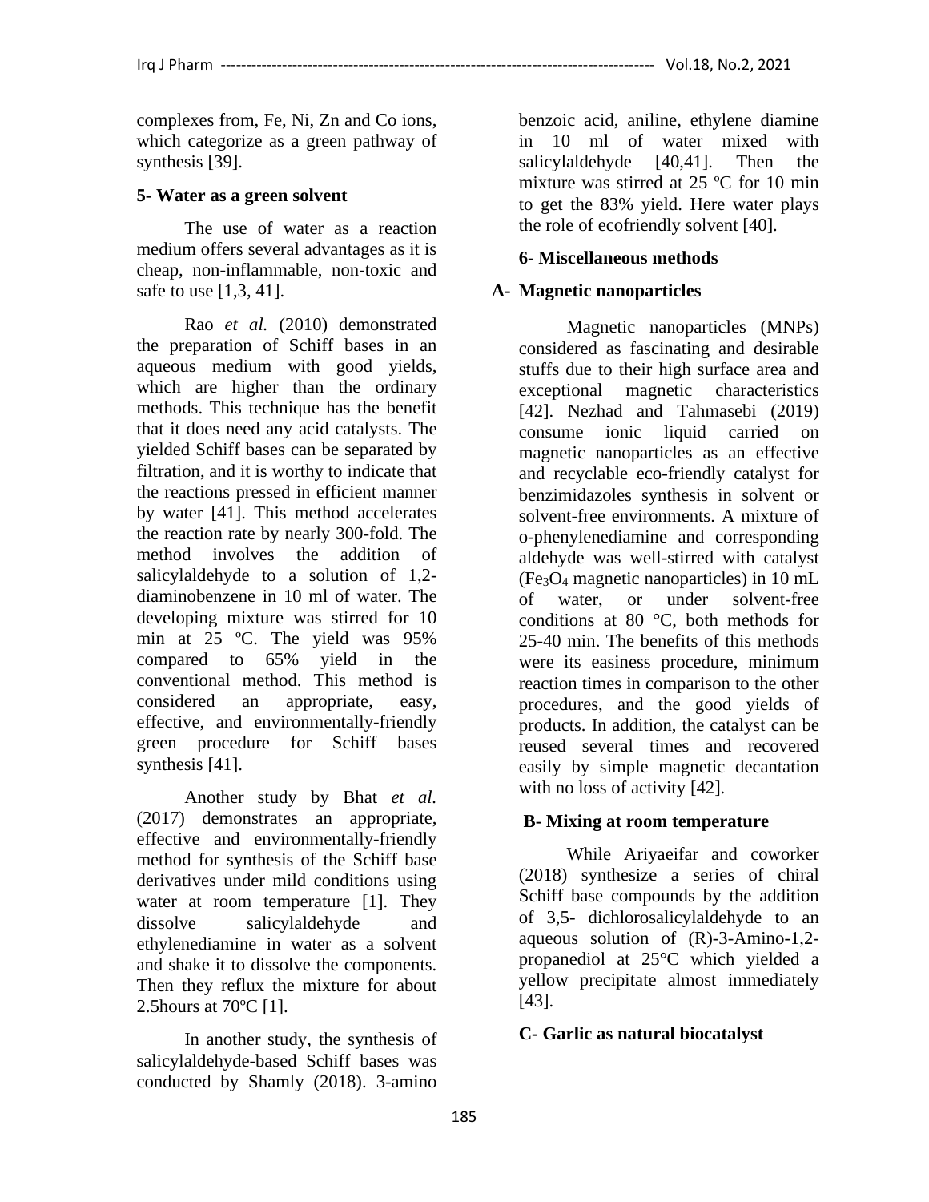complexes from, Fe, Ni, Zn and Co ions, which categorize as a green pathway of synthesis [39].

## 5- Water as a green solvent

The use of water as a reaction medium offers several advantages as it is cheap, non-inflammable, non-toxic and safe to use [1,3, 41].

Rao *et al.* (2010) demonstrated the preparation of Schiff bases in an aqueous medium with good yields, which are higher than the ordinary methods. This technique has the benefit that it does need any acid catalysts. The yielded Schiff bases can be separated by filtration, and it is worthy to indicate that the reactions pressed in efficient manner by water [41]. This method accelerates the reaction rate by nearly 300-fold. The method involves the addition of salicylaldehyde to a solution of 1,2-diaminobenzene in 10 ml of water. The developing mixture was stirred for 10 min at 25 ºC. The yield was 95% compared to 65% yield in the conventional method. This method is considered an appropriate, easy, effective, and environmentally-friendly green procedure for Schiff bases synthesis [41].

Another study by Bhat *et al.* (2017) demonstrates an appropriate, effective and environmentally-friendly method for synthesis of the Schiff base derivatives under mild conditions using water at room temperature [1]. They dissolve salicylaldehyde and ethylenediamine in water as a solvent and shake it to dissolve the components. Then they reflux the mixture for about 2.5hours at 70ºC [1].

In another study, the synthesis of salicylaldehyde-based Schiff bases was conducted by Shamly (2018). 3-amino benzoic acid, aniline, ethylene diamine in 10 ml of water mixed with salicylaldehyde [40,41]. Then the mixture was stirred at 25 ºC for 10 min to get the 83% yield. Here water plays the role of ecofriendly solvent [40].

## 6- Miscellaneous methods

### A- Magnetic nanoparticles

Magnetic nanoparticles (MNPs) considered as fascinating and desirable stuffs due to their high surface area and exceptional magnetic characteristics [42]. Nezhad and Tahmasebi (2019) consume ionic liquid carried on magnetic nanoparticles as an effective and recyclable eco-friendly catalyst for benzimidazoles synthesis in solvent or solvent-free environments. A mixture of o-phenylenediamine and corresponding aldehyde was well-stirred with catalyst ($Fe_3O_4$ magnetic nanoparticles) in 10 mL of water, or under solvent-free conditions at 80 °C, both methods for 25-40 min. The benefits of this methods were its easiness procedure, minimum reaction times in comparison to the other procedures, and the good yields of products. In addition, the catalyst can be reused several times and recovered easily by simple magnetic decantation with no loss of activity [42].

### B- Mixing at room temperature

While Ariyaeifar and coworker (2018) synthesize a series of chiral Schiff base compounds by the addition of 3,5- dichlorosalicylaldehyde to an aqueous solution of (R)-3-Amino-1,2-propanediol at 25°C which yielded a yellow precipitate almost immediately [43].

### C- Garlic as natural biocatalyst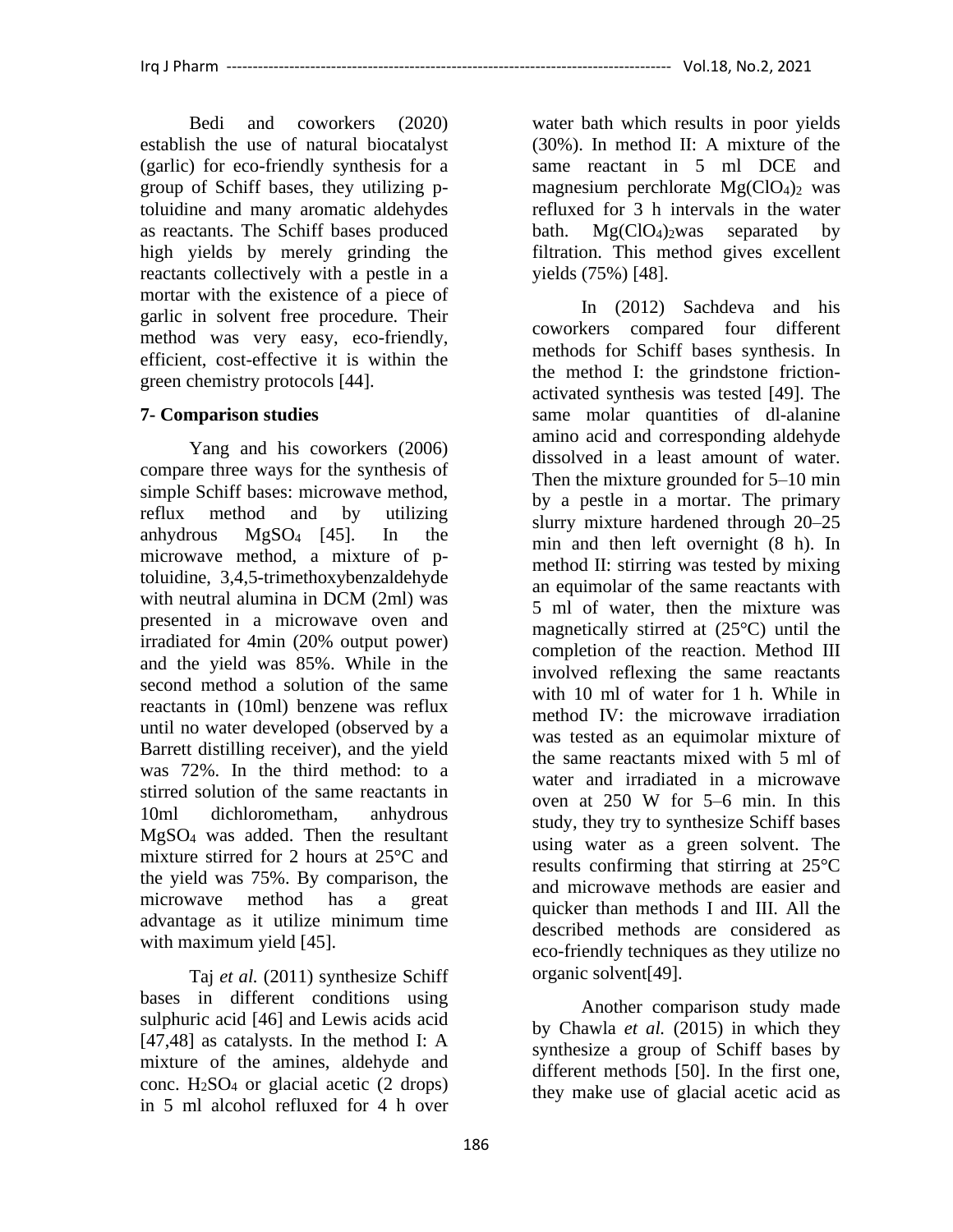Bedi and coworkers (2020) establish the use of natural biocatalyst (garlic) for eco-friendly synthesis for a group of Schiff bases, they utilizing p-toluidine and many aromatic aldehydes as reactants. The Schiff bases produced high yields by merely grinding the reactants collectively with a pestle in a mortar with the existence of a piece of garlic in solvent free procedure. Their method was very easy, eco-friendly, efficient, cost-effective it is within the green chemistry protocols [44].

## 7- Comparison studies

Yang and his coworkers (2006) compare three ways for the synthesis of simple Schiff bases: microwave method, reflux method and by utilizing anhydrous $MgSO_4$ [45]. In the microwave method, a mixture of p-toluidine, 3,4,5-trimethoxybenzaldehyde with neutral alumina in DCM (2ml) was presented in a microwave oven and irradiated for 4min (20% output power) and the yield was 85%. While in the second method a solution of the same reactants in (10ml) benzene was reflux until no water developed (observed by a Barrett distilling receiver), and the yield was 72%. In the third method: to a stirred solution of the same reactants in 10ml dichlorometham, anhydrous $MgSO_4$ was added. Then the resultant mixture stirred for 2 hours at 25°C and the yield was 75%. By comparison, the microwave method has a great advantage as it utilize minimum time with maximum yield [45].

Taj *et al.* (2011) synthesize Schiff bases in different conditions using sulphuric acid [46] and Lewis acids acid [47,48] as catalysts. In the method I: A mixture of the amines, aldehyde and conc. $H_2SO_4$ or glacial acetic (2 drops) in 5 ml alcohol refluxed for 4 h over water bath which results in poor yields (30%). In method II: A mixture of the same reactant in 5 ml DCE and magnesium perchlorate $Mg(ClO_4)_2$ was refluxed for 3 h intervals in the water bath. $Mg(ClO_4)_2$was separated by filtration. This method gives excellent yields (75%) [48].

In (2012) Sachdeva and his coworkers compared four different methods for Schiff bases synthesis. In the method I: the grindstone friction-activated synthesis was tested [49]. The same molar quantities of dl-alanine amino acid and corresponding aldehyde dissolved in a least amount of water. Then the mixture grounded for 5–10 min by a pestle in a mortar. The primary slurry mixture hardened through 20–25 min and then left overnight (8 h). In method II: stirring was tested by mixing an equimolar of the same reactants with 5 ml of water, then the mixture was magnetically stirred at (25°C) until the completion of the reaction. Method III involved reflexing the same reactants with 10 ml of water for 1 h. While in method IV: the microwave irradiation was tested as an equimolar mixture of the same reactants mixed with 5 ml of water and irradiated in a microwave oven at 250 W for 5–6 min. In this study, they try to synthesize Schiff bases using water as a green solvent. The results confirming that stirring at 25°C and microwave methods are easier and quicker than methods I and III. All the described methods are considered as eco-friendly techniques as they utilize no organic solvent[49].

Another comparison study made by Chawla *et al.* (2015) in which they synthesize a group of Schiff bases by different methods [50]. In the first one, they make use of glacial acetic acid as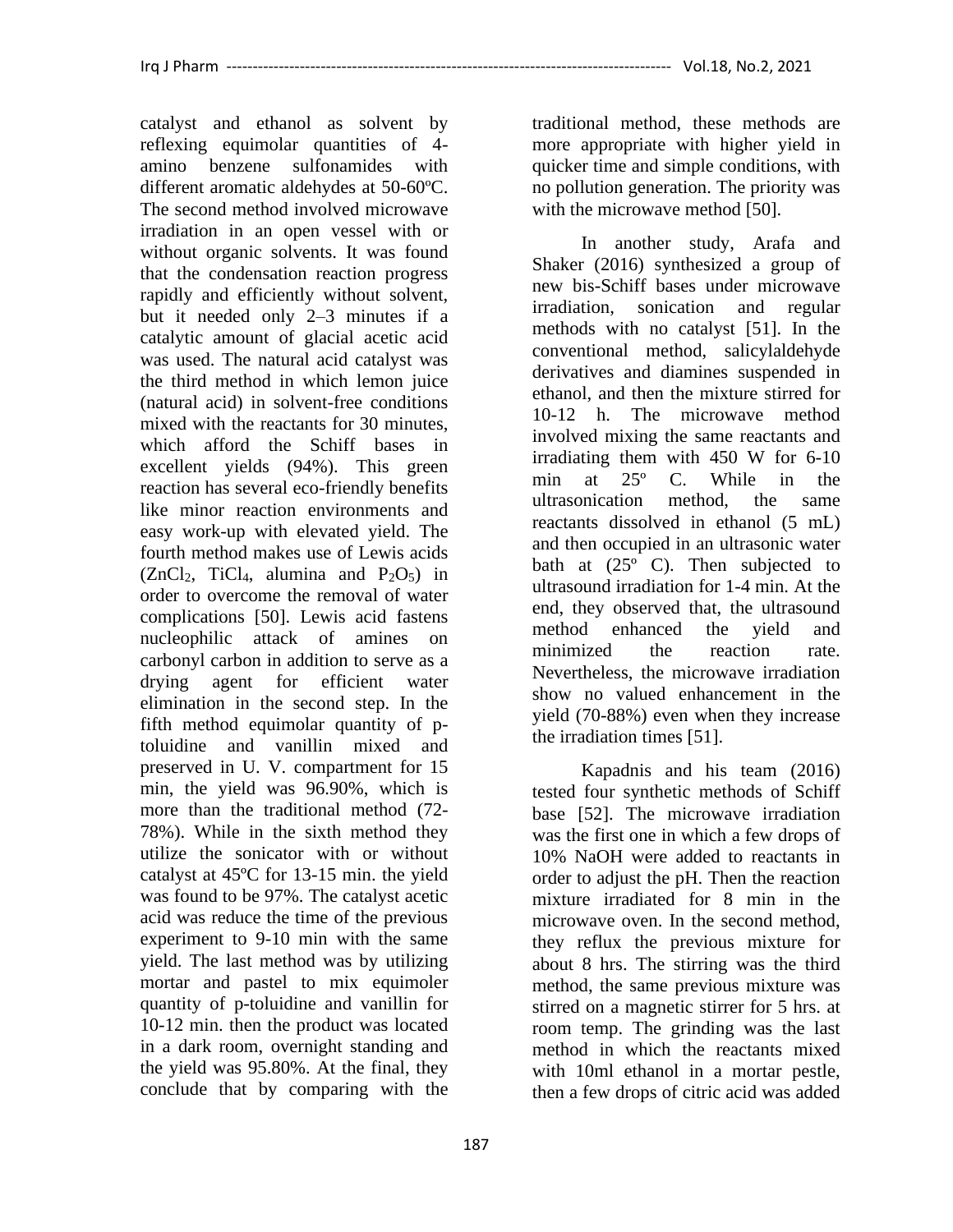catalyst and ethanol as solvent by reflexing equimolar quantities of 4-amino benzene sulfonamides with different aromatic aldehydes at 50-60ºC. The second method involved microwave irradiation in an open vessel with or without organic solvents. It was found that the condensation reaction progress rapidly and efficiently without solvent, but it needed only 2–3 minutes if a catalytic amount of glacial acetic acid was used. The natural acid catalyst was the third method in which lemon juice (natural acid) in solvent-free conditions mixed with the reactants for 30 minutes, which afford the Schiff bases in excellent yields (94%). This green reaction has several eco-friendly benefits like minor reaction environments and easy work-up with elevated yield. The fourth method makes use of Lewis acids ($ZnCl_2$, $TiCl_4$, alumina and $P_2O_5$) in order to overcome the removal of water complications [50]. Lewis acid fastens nucleophilic attack of amines on carbonyl carbon in addition to serve as a drying agent for efficient water elimination in the second step. In the fifth method equimolar quantity of p-toluidine and vanillin mixed and preserved in U. V. compartment for 15 min, the yield was 96.90%, which is more than the traditional method (72-78%). While in the sixth method they utilize the sonicator with or without catalyst at 45ºC for 13-15 min. the yield was found to be 97%. The catalyst acetic acid was reduce the time of the previous experiment to 9-10 min with the same yield. The last method was by utilizing mortar and pastel to mix equimoler quantity of p-toluidine and vanillin for 10-12 min. then the product was located in a dark room, overnight standing and the yield was 95.80%. At the final, they conclude that by comparing with the traditional method, these methods are more appropriate with higher yield in quicker time and simple conditions, with no pollution generation. The priority was with the microwave method [50].

In another study, Arafa and Shaker (2016) synthesized a group of new bis-Schiff bases under microwave irradiation, sonication and regular methods with no catalyst [51]. In the conventional method, salicylaldehyde derivatives and diamines suspended in ethanol, and then the mixture stirred for 10-12 h. The microwave method involved mixing the same reactants and irradiating them with 450 W for 6-10 min at 25º C. While in the ultrasonication method, the same reactants dissolved in ethanol (5 mL) and then occupied in an ultrasonic water bath at (25º C). Then subjected to ultrasound irradiation for 1-4 min. At the end, they observed that, the ultrasound method enhanced the yield and minimized the reaction rate. Nevertheless, the microwave irradiation show no valued enhancement in the yield (70-88%) even when they increase the irradiation times [51].

Kapadnis and his team (2016) tested four synthetic methods of Schiff base [52]. The microwave irradiation was the first one in which a few drops of 10% NaOH were added to reactants in order to adjust the pH. Then the reaction mixture irradiated for 8 min in the microwave oven. In the second method, they reflux the previous mixture for about 8 hrs. The stirring was the third method, the same previous mixture was stirred on a magnetic stirrer for 5 hrs. at room temp. The grinding was the last method in which the reactants mixed with 10ml ethanol in a mortar pestle, then a few drops of citric acid was added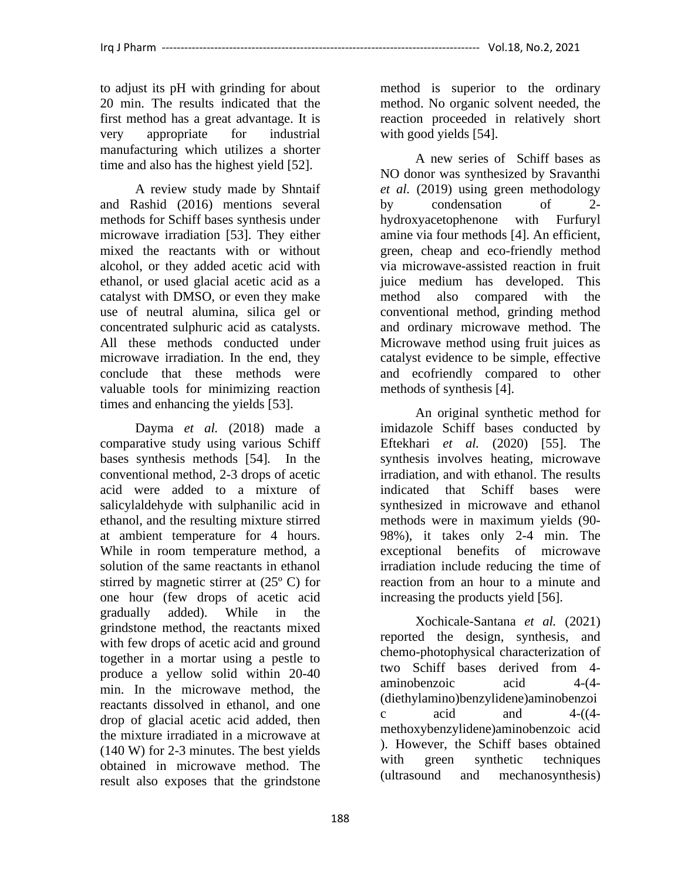to adjust its pH with grinding for about 20 min. The results indicated that the first method has a great advantage. It is very appropriate for industrial manufacturing which utilizes a shorter time and also has the highest yield [52].

A review study made by Shntaif and Rashid (2016) mentions several methods for Schiff bases synthesis under microwave irradiation [53]. They either mixed the reactants with or without alcohol, or they added acetic acid with ethanol, or used glacial acetic acid as a catalyst with DMSO, or even they make use of neutral alumina, silica gel or concentrated sulphuric acid as catalysts. All these methods conducted under microwave irradiation. In the end, they conclude that these methods were valuable tools for minimizing reaction times and enhancing the yields [53].

Dayma *et al.* (2018) made a comparative study using various Schiff bases synthesis methods [54]. In the conventional method, 2-3 drops of acetic acid were added to a mixture of salicylaldehyde with sulphanilic acid in ethanol, and the resulting mixture stirred at ambient temperature for 4 hours. While in room temperature method, a solution of the same reactants in ethanol stirred by magnetic stirrer at (25º C) for one hour (few drops of acetic acid gradually added). While in the grindstone method, the reactants mixed with few drops of acetic acid and ground together in a mortar using a pestle to produce a yellow solid within 20-40 min. In the microwave method, the reactants dissolved in ethanol, and one drop of glacial acetic acid added, then the mixture irradiated in a microwave at (140 W) for 2-3 minutes. The best yields obtained in microwave method. The result also exposes that the grindstone method is superior to the ordinary method. No organic solvent needed, the reaction proceeded in relatively short with good yields [54].

A new series of Schiff bases as NO donor was synthesized by Sravanthi *et al.* (2019) using green methodology by condensation of 2-hydroxyacetophenone with Furfuryl amine via four methods [4]. An efficient, green, cheap and eco-friendly method via microwave-assisted reaction in fruit juice medium has developed. This method also compared with the conventional method, grinding method and ordinary microwave method. The Microwave method using fruit juices as catalyst evidence to be simple, effective and ecofriendly compared to other methods of synthesis [4].

An original synthetic method for imidazole Schiff bases conducted by Eftekhari *et al.* (2020) [55]. The synthesis involves heating, microwave irradiation, and with ethanol. The results indicated that Schiff bases were synthesized in microwave and ethanol methods were in maximum yields (90-98%), it takes only 2-4 min. The exceptional benefits of microwave irradiation include reducing the time of reaction from an hour to a minute and increasing the products yield [56].

Xochicale-Santana *et al.* (2021) reported the design, synthesis, and chemo-photophysical characterization of two Schiff bases derived from 4-aminobenzoic acid 4-(4-(diethylamino)benzylidene)aminobenzoic acid and 4-((4-methoxybenzylidene)aminobenzoic acid ). However, the Schiff bases obtained with green synthetic techniques (ultrasound and mechanosynthesis)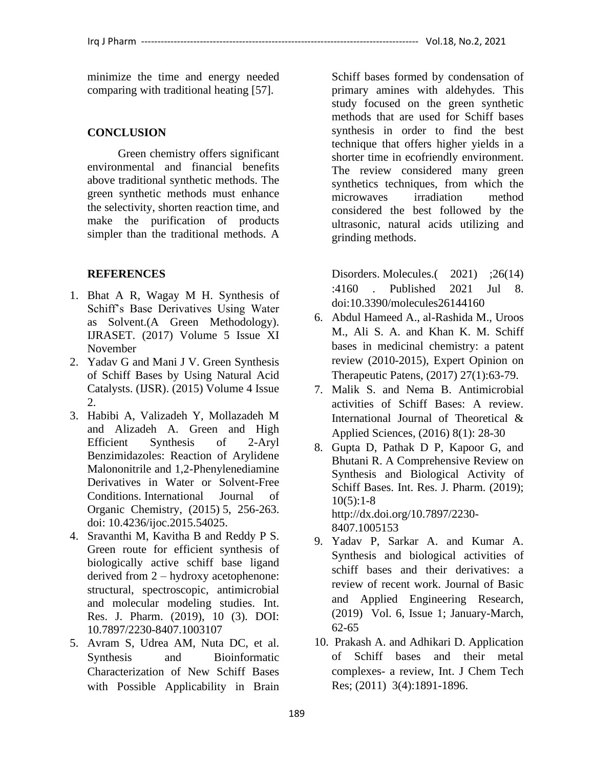minimize the time and energy needed comparing with traditional heating [57].

## CONCLUSION

Green chemistry offers significant environmental and financial benefits above traditional synthetic methods. The green synthetic methods must enhance the selectivity, shorten reaction time, and make the purification of products simpler than the traditional methods. A Schiff bases formed by condensation of primary amines with aldehydes. This study focused on the green synthetic methods that are used for Schiff bases synthesis in order to find the best technique that offers higher yields in a shorter time in ecofriendly environment. The review considered many green synthetics techniques, from which the microwaves irradiation method considered the best followed by the ultrasonic, natural acids utilizing and grinding methods.

## REFERENCES

1. Bhat A R, Wagay M H. Synthesis of Schiff's Base Derivatives Using Water as Solvent.(A Green Methodology). IJRASET. (2017) Volume 5 Issue XI November
2. Yadav G and Mani J V. Green Synthesis of Schiff Bases by Using Natural Acid Catalysts. (IJSR). (2015) Volume 4 Issue 2.
3. Habibi A, Valizadeh Y, Mollazadeh M and Alizadeh A. Green and High Efficient Synthesis of 2-Aryl Benzimidazoles: Reaction of Arylidene Malononitrile and 1,2-Phenylenediamine Derivatives in Water or Solvent-Free Conditions. International Journal of Organic Chemistry, (2015) 5, 256-263. doi: 10.4236/ijoc.2015.54025.
4. Sravanthi M, Kavitha B and Reddy P S. Green route for efficient synthesis of biologically active schiff base ligand derived from 2 – hydroxy acetophenone: structural, spectroscopic, antimicrobial and molecular modeling studies. Int. Res. J. Pharm. (2019), 10 (3). DOI: 10.7897/2230-8407.1003107
5. Avram S, Udrea AM, Nuta DC, et al. Synthesis and Bioinformatic Characterization of New Schiff Bases with Possible Applicability in Brain Disorders. Molecules.( 2021) ;26(14) :4160 . Published 2021 Jul 8. doi:10.3390/molecules26144160
6. Abdul Hameed A., al-Rashida M., Uroos M., Ali S. A. and Khan K. M. Schiff bases in medicinal chemistry: a patent review (2010-2015), Expert Opinion on Therapeutic Patens, (2017) 27(1):63-79.
7. Malik S. and Nema B. Antimicrobial activities of Schiff Bases: A review. International Journal of Theoretical & Applied Sciences, (2016) 8(1): 28-30
8. Gupta D, Pathak D P, Kapoor G, and Bhutani R. A Comprehensive Review on Synthesis and Biological Activity of Schiff Bases. Int. Res. J. Pharm. (2019); 10(5):1-8 http://dx.doi.org/10.7897/2230-8407.1005153
9. Yadav P, Sarkar A. and Kumar A. Synthesis and biological activities of schiff bases and their derivatives: a review of recent work. Journal of Basic and Applied Engineering Research, (2019) Vol. 6, Issue 1; January-March, 62-65
10. Prakash A. and Adhikari D. Application of Schiff bases and their metal complexes- a review, Int. J Chem Tech Res; (2011) 3(4):1891-1896.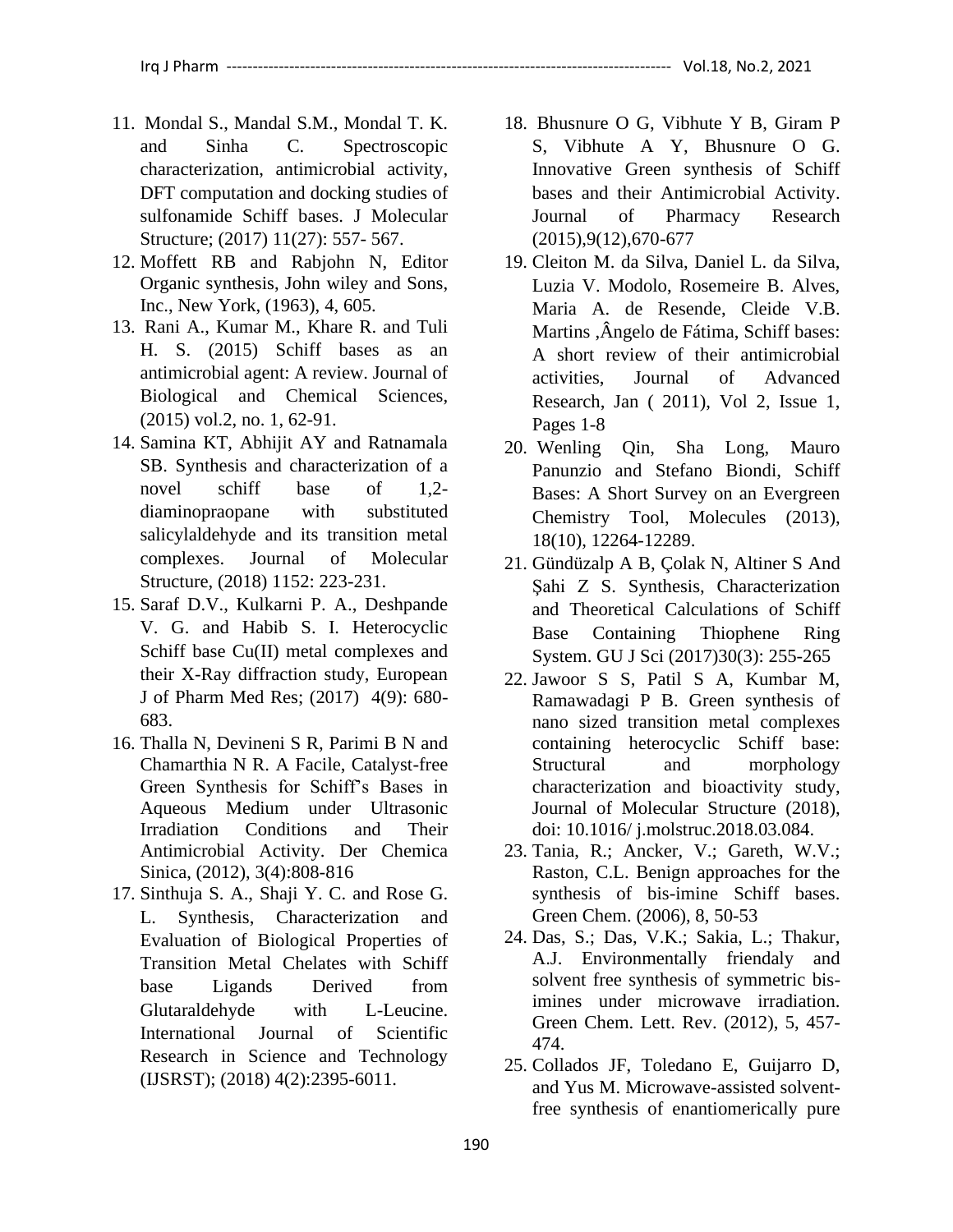11. Mondal S., Mandal S.M., Mondal T. K. and Sinha C. Spectroscopic characterization, antimicrobial activity, DFT computation and docking studies of sulfonamide Schiff bases. J Molecular Structure; (2017) 11(27): 557- 567.
12. Moffett RB and Rabjohn N, Editor Organic synthesis, John wiley and Sons, Inc., New York, (1963), 4, 605.
13. Rani A., Kumar M., Khare R. and Tuli H. S. (2015) Schiff bases as an antimicrobial agent: A review. Journal of Biological and Chemical Sciences, (2015) vol.2, no. 1, 62-91.
14. Samina KT, Abhijit AY and Ratnamala SB. Synthesis and characterization of a novel schiff base of 1,2-diaminopraopane with substituted salicylaldehyde and its transition metal complexes. Journal of Molecular Structure, (2018) 1152: 223-231.
15. Saraf D.V., Kulkarni P. A., Deshpande V. G. and Habib S. I. Heterocyclic Schiff base Cu(II) metal complexes and their X-Ray diffraction study, European J of Pharm Med Res; (2017) 4(9): 680-683.
16. Thalla N, Devineni S R, Parimi B N and Chamarthia N R. A Facile, Catalyst-free Green Synthesis for Schiff's Bases in Aqueous Medium under Ultrasonic Irradiation Conditions and Their Antimicrobial Activity. Der Chemica Sinica, (2012), 3(4):808-816
17. Sinthuja S. A., Shaji Y. C. and Rose G. L. Synthesis, Characterization and Evaluation of Biological Properties of Transition Metal Chelates with Schiff base Ligands Derived from Glutaraldehyde with L-Leucine. International Journal of Scientific Research in Science and Technology (IJSRST); (2018) 4(2):2395-6011.
18. Bhusnure O G, Vibhute Y B, Giram P S, Vibhute A Y, Bhusnure O G. Innovative Green synthesis of Schiff bases and their Antimicrobial Activity. Journal of Pharmacy Research (2015),9(12),670-677
19. Cleiton M. da Silva, Daniel L. da Silva, Luzia V. Modolo, Rosemeire B. Alves, Maria A. de Resende, Cleide V.B. Martins ,Ângelo de Fátima, Schiff bases: A short review of their antimicrobial activities, Journal of Advanced Research, Jan ( 2011), Vol 2, Issue 1, Pages 1-8
20. Wenling Qin, Sha Long, Mauro Panunzio and Stefano Biondi, Schiff Bases: A Short Survey on an Evergreen Chemistry Tool, Molecules (2013), 18(10), 12264-12289.
21. Gündüzalp A B, Çolak N, Altiner S And Şahi Z S. Synthesis, Characterization and Theoretical Calculations of Schiff Base Containing Thiophene Ring System. GU J Sci (2017)30(3): 255-265
22. Jawoor S S, Patil S A, Kumbar M, Ramawadagi P B. Green synthesis of nano sized transition metal complexes containing heterocyclic Schiff base: Structural and morphology characterization and bioactivity study, Journal of Molecular Structure (2018), doi: 10.1016/ j.molstruc.2018.03.084.
23. Tania, R.; Ancker, V.; Gareth, W.V.; Raston, C.L. Benign approaches for the synthesis of bis-imine Schiff bases. Green Chem. (2006), 8, 50-53
24. Das, S.; Das, V.K.; Sakia, L.; Thakur, A.J. Environmentally friendaly and solvent free synthesis of symmetric bis-imines under microwave irradiation. Green Chem. Lett. Rev. (2012), 5, 457-474.
25. Collados JF, Toledano E, Guijarro D, and Yus M. Microwave-assisted solvent-free synthesis of enantiomerically pure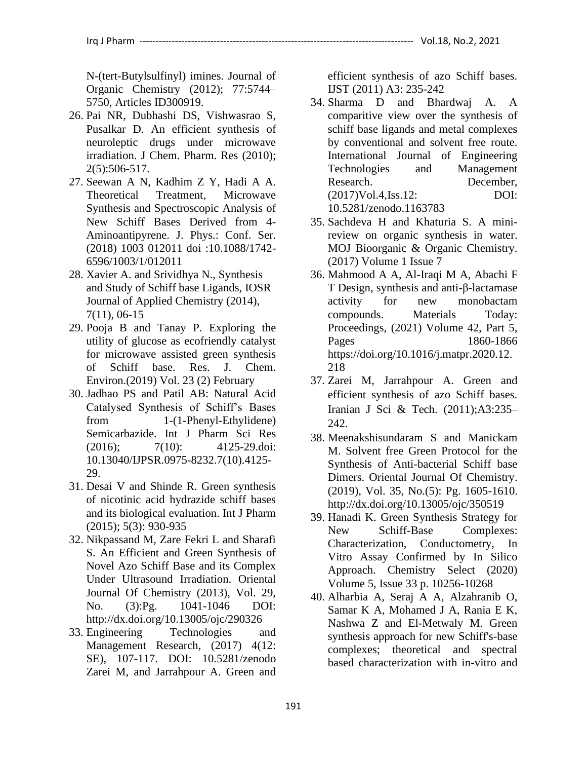N-(tert-Butylsulfinyl) imines. Journal of Organic Chemistry (2012); 77:5744–5750, Articles ID300919.

26. Pai NR, Dubhashi DS, Vishwasrao S, Pusalkar D. An efficient synthesis of neuroleptic drugs under microwave irradiation. J Chem. Pharm. Res (2010); 2(5):506-517.
27. Seewan A N, Kadhim Z Y, Hadi A A. Theoretical Treatment, Microwave Synthesis and Spectroscopic Analysis of New Schiff Bases Derived from 4-Aminoantipyrene. J. Phys.: Conf. Ser. (2018) 1003 012011 doi :10.1088/1742-6596/1003/1/012011
28. Xavier A. and Srividhya N., Synthesis and Study of Schiff base Ligands, IOSR Journal of Applied Chemistry (2014), 7(11), 06-15
29. Pooja B and Tanay P. Exploring the utility of glucose as ecofriendly catalyst for microwave assisted green synthesis of Schiff base. Res. J. Chem. Environ.(2019) Vol. 23 (2) February
30. Jadhao PS and Patil AB: Natural Acid Catalysed Synthesis of Schiff's Bases from 1-(1-Phenyl-Ethylidene) Semicarbazide. Int J Pharm Sci Res (2016); 7(10): 4125-29.doi: 10.13040/IJPSR.0975-8232.7(10).4125-29.
31. Desai V and Shinde R. Green synthesis of nicotinic acid hydrazide schiff bases and its biological evaluation. Int J Pharm (2015); 5(3): 930-935
32. Nikpassand M, Zare Fekri L and Sharafi S. An Efficient and Green Synthesis of Novel Azo Schiff Base and its Complex Under Ultrasound Irradiation. Oriental Journal Of Chemistry (2013), Vol. 29, No. (3):Pg. 1041-1046 DOI: http://dx.doi.org/10.13005/ojc/290326
33. Engineering Technologies and Management Research, (2017) 4(12: SE), 107-117. DOI: 10.5281/zenodo Zarei M, and Jarrahpour A. Green and efficient synthesis of azo Schiff bases. IJST (2011) A3: 235-242
34. Sharma D and Bhardwaj A. A comparitive view over the synthesis of schiff base ligands and metal complexes by conventional and solvent free route. International Journal of Engineering Technologies and Management Research. December, (2017)Vol.4,Iss.12: DOI: 10.5281/zenodo.1163783
35. Sachdeva H and Khaturia S. A mini-review on organic synthesis in water. MOJ Bioorganic & Organic Chemistry. (2017) Volume 1 Issue 7
36. Mahmood A A, Al-Iraqi M A, Abachi F T Design, synthesis and anti-β-lactamase activity for new monobactam compounds. Materials Today: Proceedings, (2021) Volume 42, Part 5, Pages 1860-1866 https://doi.org/10.1016/j.matpr.2020.12.218
37. Zarei M, Jarrahpour A. Green and efficient synthesis of azo Schiff bases. Iranian J Sci & Tech. (2011);A3:235–242.
38. Meenakshisundaram S and Manickam M. Solvent free Green Protocol for the Synthesis of Anti-bacterial Schiff base Dimers. Oriental Journal Of Chemistry. (2019), Vol. 35, No.(5): Pg. 1605-1610. http://dx.doi.org/10.13005/ojc/350519
39. Hanadi K. Green Synthesis Strategy for New Schiff-Base Complexes: Characterization, Conductometry, In Vitro Assay Confirmed by In Silico Approach. Chemistry Select (2020) Volume 5, Issue 33 p. 10256-10268
40. Alharbia A, Seraj A A, Alzahranib O, Samar K A, Mohamed J A, Rania E K, Nashwa Z and El-Metwaly M. Green synthesis approach for new Schiff's-base complexes; theoretical and spectral based characterization with in-vitro and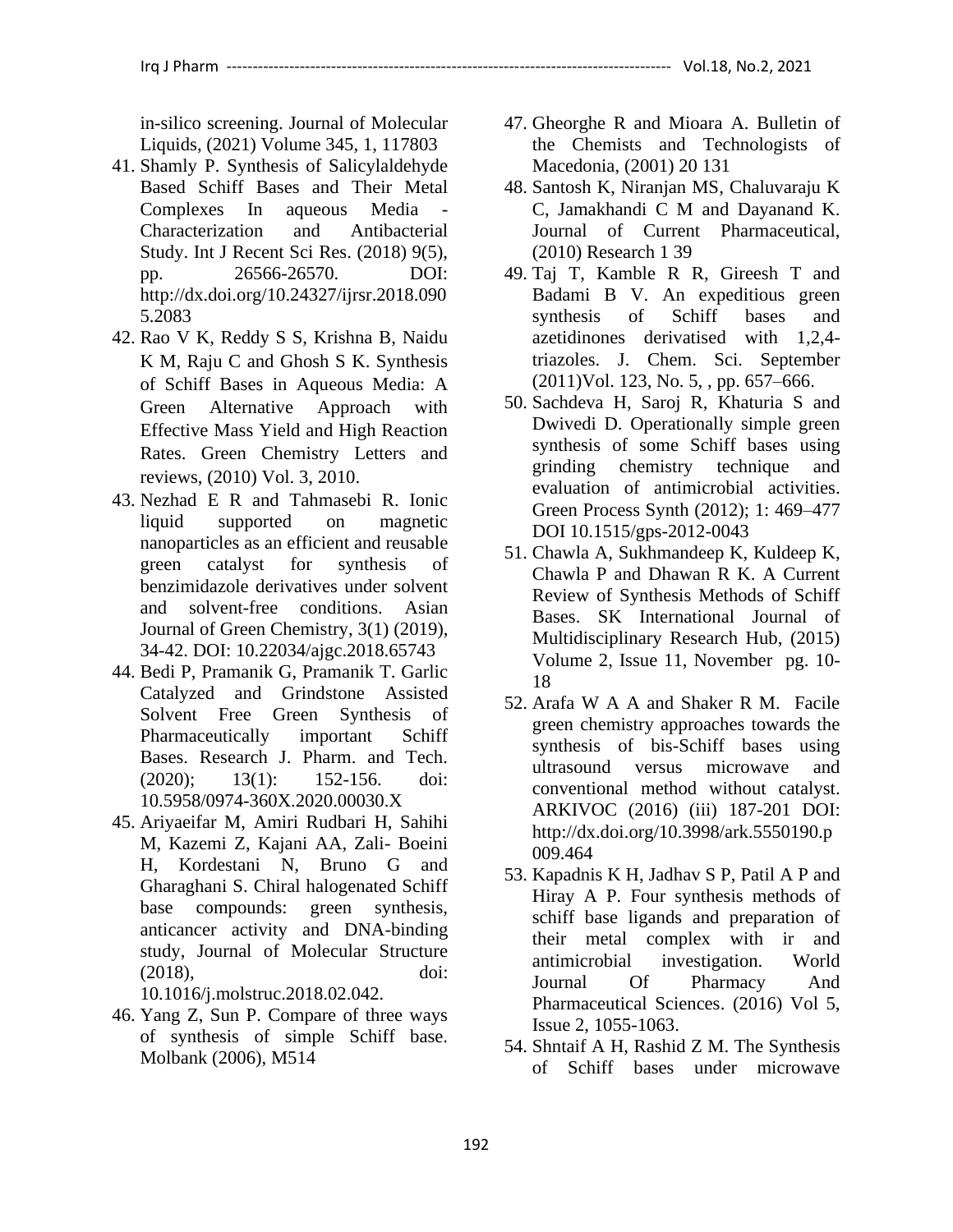in-silico screening. Journal of Molecular Liquids, (2021) Volume 345, 1, 117803

41. Shamly P. Synthesis of Salicylaldehyde Based Schiff Bases and Their Metal Complexes In aqueous Media - Characterization and Antibacterial Study. Int J Recent Sci Res. (2018) 9(5), pp. 26566-26570. DOI: http://dx.doi.org/10.24327/ijrsr.2018.0905.2083
42. Rao V K, Reddy S S, Krishna B, Naidu K M, Raju C and Ghosh S K. Synthesis of Schiff Bases in Aqueous Media: A Green Alternative Approach with Effective Mass Yield and High Reaction Rates. Green Chemistry Letters and reviews, (2010) Vol. 3, 2010.
43. Nezhad E R and Tahmasebi R. Ionic liquid supported on magnetic nanoparticles as an efficient and reusable green catalyst for synthesis of benzimidazole derivatives under solvent and solvent-free conditions. Asian Journal of Green Chemistry, 3(1) (2019), 34-42. DOI: 10.22034/ajgc.2018.65743
44. Bedi P, Pramanik G, Pramanik T. Garlic Catalyzed and Grindstone Assisted Solvent Free Green Synthesis of Pharmaceutically important Schiff Bases. Research J. Pharm. and Tech. (2020); 13(1): 152-156. doi: 10.5958/0974-360X.2020.00030.X
45. Ariyaeifar M, Amiri Rudbari H, Sahihi M, Kazemi Z, Kajani AA, Zali- Boeini H, Kordestani N, Bruno G and Gharaghani S. Chiral halogenated Schiff base compounds: green synthesis, anticancer activity and DNA-binding study, Journal of Molecular Structure (2018), doi: 10.1016/j.molstruc.2018.02.042.
46. Yang Z, Sun P. Compare of three ways of synthesis of simple Schiff base. Molbank (2006), M514
47. Gheorghe R and Mioara A. Bulletin of the Chemists and Technologists of Macedonia, (2001) 20 131
48. Santosh K, Niranjan MS, Chaluvaraju K C, Jamakhandi C M and Dayanand K. Journal of Current Pharmaceutical, (2010) Research 1 39
49. Taj T, Kamble R R, Gireesh T and Badami B V. An expeditious green synthesis of Schiff bases and azetidinones derivatised with 1,2,4-triazoles. J. Chem. Sci. September (2011)Vol. 123, No. 5, , pp. 657–666.
50. Sachdeva H, Saroj R, Khaturia S and Dwivedi D. Operationally simple green synthesis of some Schiff bases using grinding chemistry technique and evaluation of antimicrobial activities. Green Process Synth (2012); 1: 469–477 DOI 10.1515/gps-2012-0043
51. Chawla A, Sukhmandeep K, Kuldeep K, Chawla P and Dhawan R K. A Current Review of Synthesis Methods of Schiff Bases. SK International Journal of Multidisciplinary Research Hub, (2015) Volume 2, Issue 11, November pg. 10-18
52. Arafa W A A and Shaker R M. Facile green chemistry approaches towards the synthesis of bis-Schiff bases using ultrasound versus microwave and conventional method without catalyst. ARKIVOC (2016) (iii) 187-201 DOI: http://dx.doi.org/10.3998/ark.5550190.p009.464
53. Kapadnis K H, Jadhav S P, Patil A P and Hiray A P. Four synthesis methods of schiff base ligands and preparation of their metal complex with ir and antimicrobial investigation. World Journal Of Pharmacy And Pharmaceutical Sciences. (2016) Vol 5, Issue 2, 1055-1063.
54. Shntaif A H, Rashid Z M. The Synthesis of Schiff bases under microwave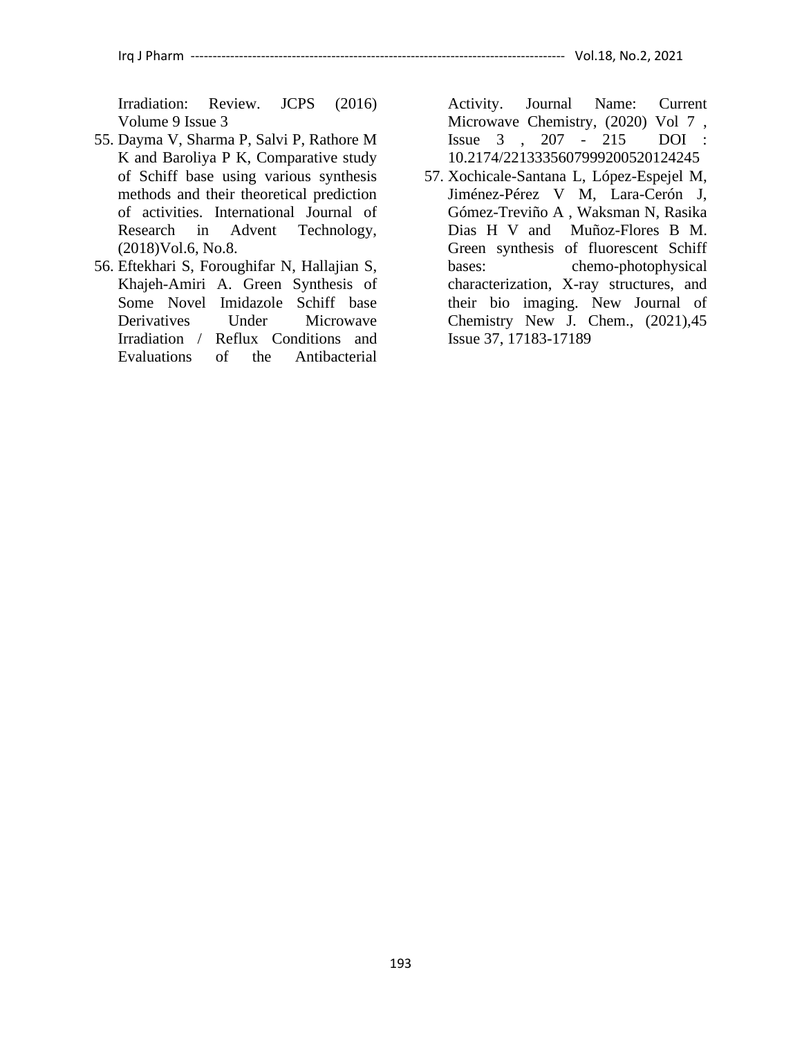Irradiation: Review. JCPS (2016) Volume 9 Issue 3

55. Dayma V, Sharma P, Salvi P, Rathore M K and Baroliya P K, Comparative study of Schiff base using various synthesis methods and their theoretical prediction of activities. International Journal of Research in Advent Technology, (2018)Vol.6, No.8.
56. Eftekhari S, Foroughifar N, Hallajian S, Khajeh-Amiri A. Green Synthesis of Some Novel Imidazole Schiff base Derivatives Under Microwave Irradiation / Reflux Conditions and Evaluations of the Antibacterial Activity. Journal Name: Current Microwave Chemistry, (2020) Vol 7 , Issue 3 , 207 - 215 DOI : 10.2174/2213335607999200520124245
57. Xochicale-Santana L, López-Espejel M, Jiménez-Pérez V M, Lara-Cerón J, Gómez-Treviño A , Waksman N, Rasika Dias H V and Muñoz-Flores B M. Green synthesis of fluorescent Schiff bases: chemo-photophysical characterization, X-ray structures, and their bio imaging. New Journal of Chemistry New J. Chem., (2021),45 Issue 37, 17183-17189